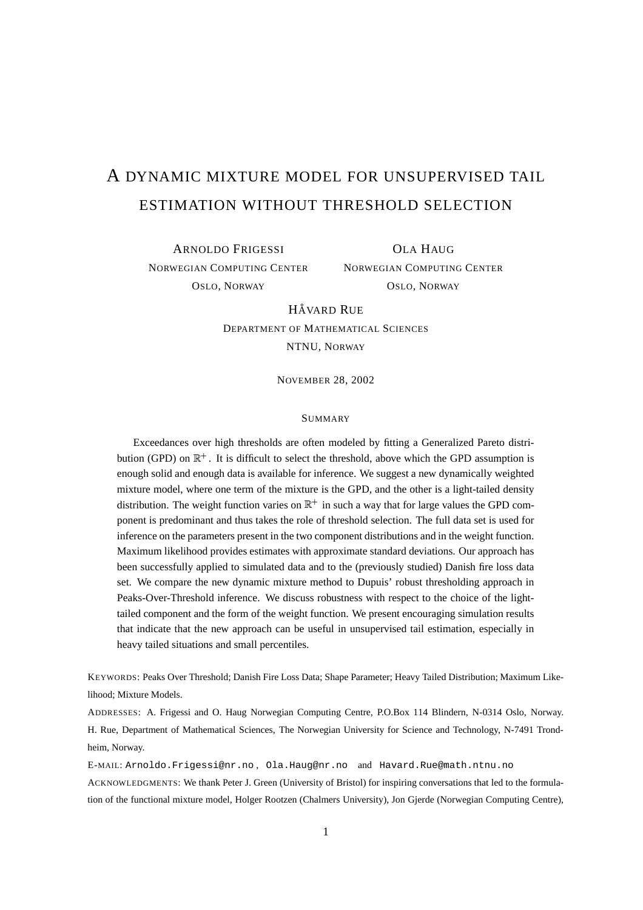# A DYNAMIC MIXTURE MODEL FOR UNSUPERVISED TAIL ESTIMATION WITHOUT THRESHOLD SELECTION

ARNOLDO FRIGESSI
NORWEGIAN COMPUTING CENTER
OSLO, NORWAY

OLA HAUG
NORWEGIAN COMPUTING CENTER
OSLO, NORWAY

HÅVARD RUE
DEPARTMENT OF MATHEMATICAL SCIENCES
NTNU, NORWAY

NOVEMBER 28, 2002

## SUMMARY

Exceedances over high thresholds are often modeled by fitting a Generalized Pareto distribution (GPD) on $\mathbb{R}^+$. It is difficult to select the threshold, above which the GPD assumption is enough solid and enough data is available for inference. We suggest a new dynamically weighted mixture model, where one term of the mixture is the GPD, and the other is a light-tailed density distribution. The weight function varies on $\mathbb{R}^+$ in such a way that for large values the GPD component is predominant and thus takes the role of threshold selection. The full data set is used for inference on the parameters present in the two component distributions and in the weight function. Maximum likelihood provides estimates with approximate standard deviations. Our approach has been successfully applied to simulated data and to the (previously studied) Danish fire loss data set. We compare the new dynamic mixture method to Dupuis' robust thresholding approach in Peaks-Over-Threshold inference. We discuss robustness with respect to the choice of the light-tailed component and the form of the weight function. We present encouraging simulation results that indicate that the new approach can be useful in unsupervised tail estimation, especially in heavy tailed situations and small percentiles.

KEYWORDS: Peaks Over Threshold; Danish Fire Loss Data; Shape Parameter; Heavy Tailed Distribution; Maximum Likelihood; Mixture Models.

ADDRESSES: A. Frigessi and O. Haug Norwegian Computing Centre, P.O.Box 114 Blindern, N-0314 Oslo, Norway. H. Rue, Department of Mathematical Sciences, The Norwegian University for Science and Technology, N-7491 Trondheim, Norway.

E-MAIL: Arnoldo.Frigessi@nr.no , Ola.Haug@nr.no and Havard.Rue@math.ntnu.no

ACKNOWLEDGMENTS: We thank Peter J. Green (University of Bristol) for inspiring conversations that led to the formulation of the functional mixture model, Holger Rootzen (Chalmers University), Jon Gjerde (Norwegian Computing Centre),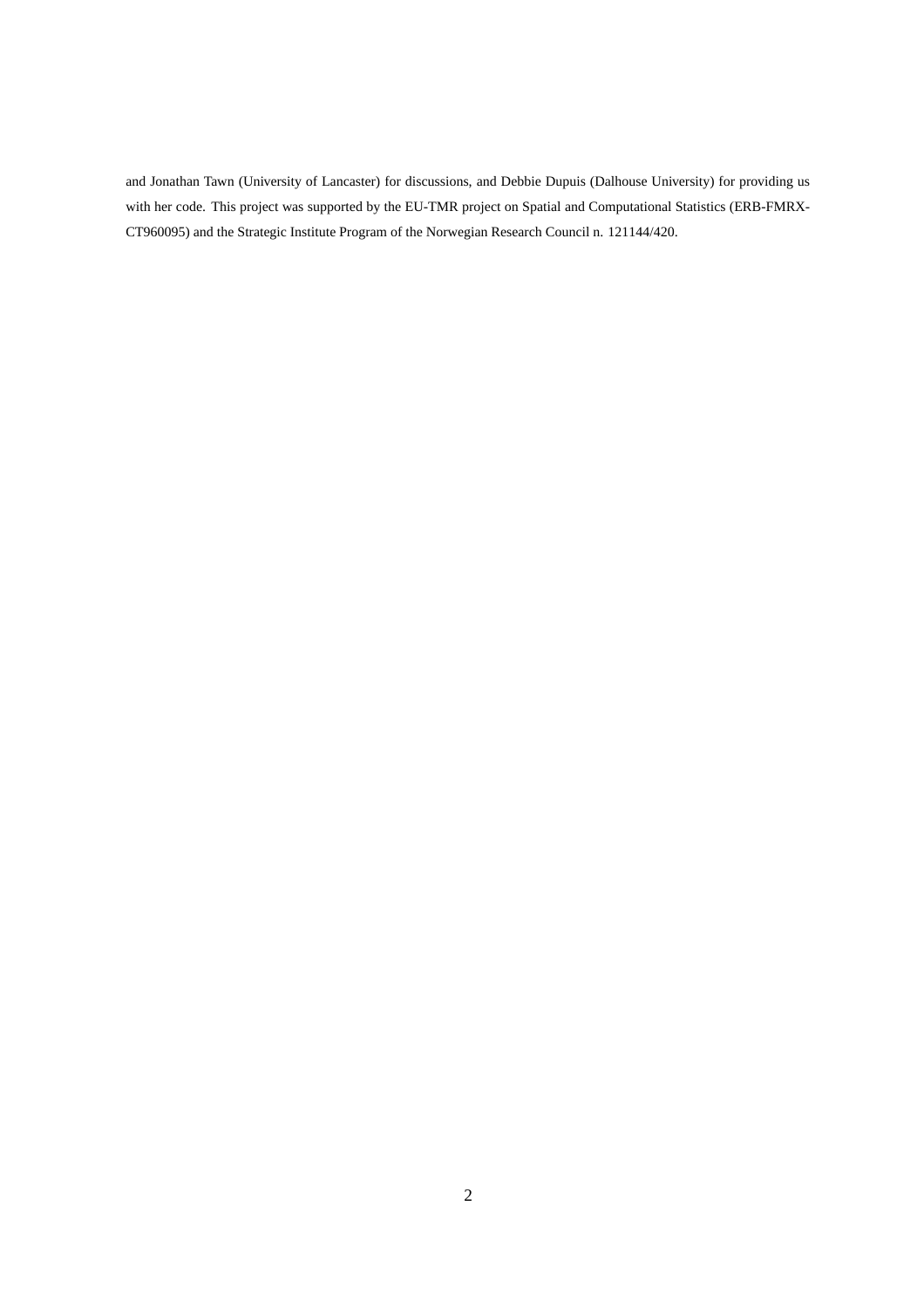and Jonathan Tawn (University of Lancaster) for discussions, and Debbie Dupuis (Dalhouse University) for providing us with her code. This project was supported by the EU-TMR project on Spatial and Computational Statistics (ERB-FMRX-CT960095) and the Strategic Institute Program of the Norwegian Research Council n. 121144/420.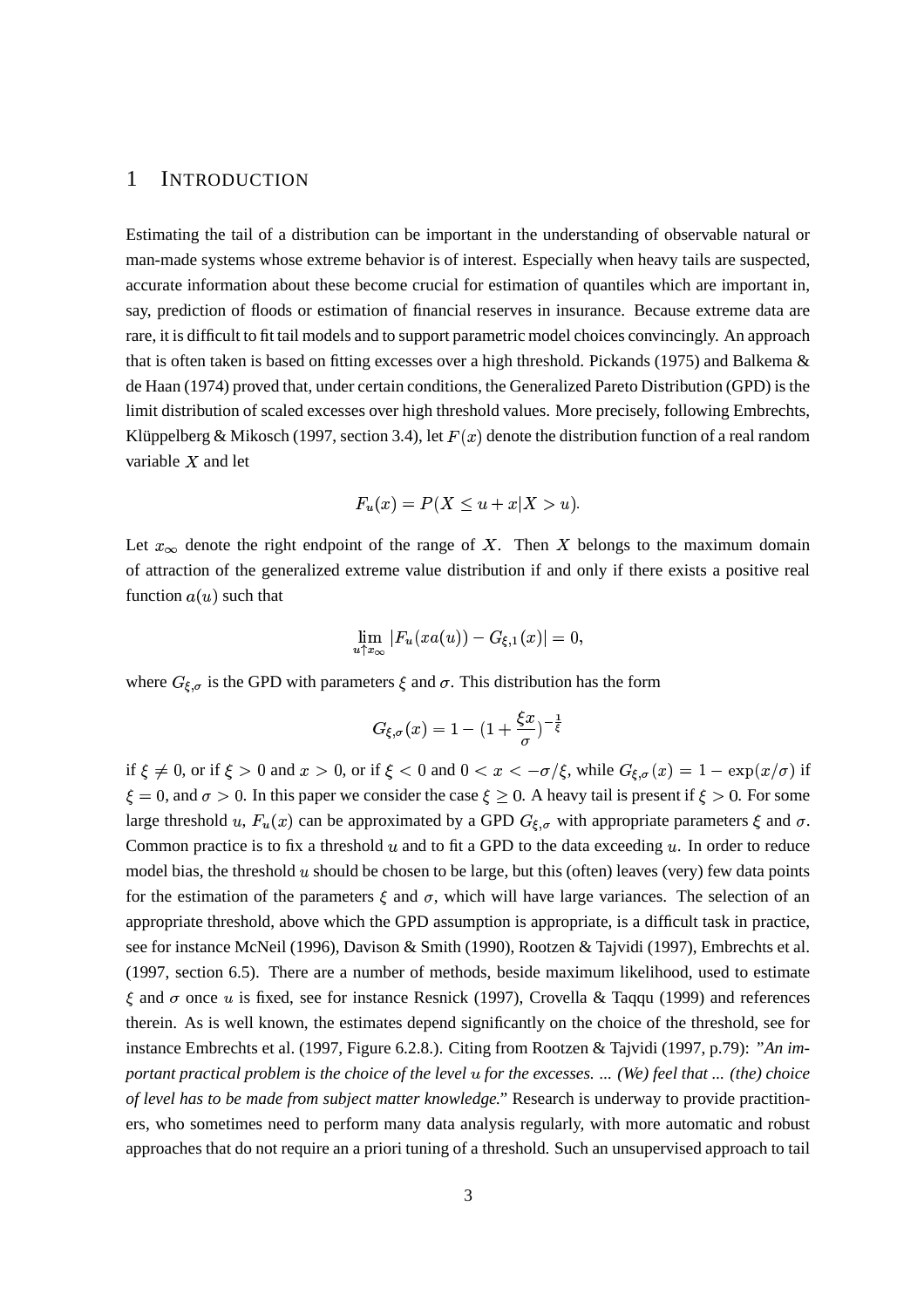# 1 Introduction

Estimating the tail of a distribution can be important in the understanding of observable natural or man-made systems whose extreme behavior is of interest. Especially when heavy tails are suspected, accurate information about these become crucial for estimation of quantiles which are important in, say, prediction of floods or estimation of financial reserves in insurance. Because extreme data are rare, it is difficult to fit tail models and to support parametric model choices convincingly. An approach that is often taken is based on fitting excesses over a high threshold. Pickands (1975) and Balkema & de Haan (1974) proved that, under certain conditions, the Generalized Pareto Distribution (GPD) is the limit distribution of scaled excesses over high threshold values. More precisely, following Embrechts, Klüppelberg & Mikosch (1997, section 3.4), let $F(x)$ denote the distribution function of a real random variable $X$ and let

$$F_u(x) = P(X \leq u + x | X > u).$$

Let $x_\infty$ denote the right endpoint of the range of $X$. Then $X$ belongs to the maximum domain of attraction of the generalized extreme value distribution if and only if there exists a positive real function $a(u)$ such that

$$\lim_{u \uparrow x_\infty} |F_u(xa(u)) - G_{\xi,1}(x)| = 0,$$

where $G_{\xi,\sigma}$ is the GPD with parameters $\xi$ and $\sigma$. This distribution has the form

$$G_{\xi,\sigma}(x) = 1 - (1 + \frac{\xi x}{\sigma})^{-\frac{1}{\xi}}$$

if $\xi \neq 0$, or if $\xi > 0$ and $x > 0$, or if $\xi < 0$ and $0 < x < -\sigma/\xi$, while $G_{\xi,\sigma}(x) = 1 - \exp(x/\sigma)$ if $\xi = 0$, and $\sigma > 0$. In this paper we consider the case $\xi \geq 0$. A heavy tail is present if $\xi > 0$. For some large threshold $u$, $F_u(x)$ can be approximated by a GPD $G_{\xi,\sigma}$ with appropriate parameters $\xi$ and $\sigma$. Common practice is to fix a threshold $u$ and to fit a GPD to the data exceeding $u$. In order to reduce model bias, the threshold $u$ should be chosen to be large, but this (often) leaves (very) few data points for the estimation of the parameters $\xi$ and $\sigma$, which will have large variances. The selection of an appropriate threshold, above which the GPD assumption is appropriate, is a difficult task in practice, see for instance McNeil (1996), Davison & Smith (1990), Rootzen & Tajvidi (1997), Embrechts et al. (1997, section 6.5). There are a number of methods, beside maximum likelihood, used to estimate $\xi$ and $\sigma$ once $u$ is fixed, see for instance Resnick (1997), Crovella & Taqqu (1999) and references therein. As is well known, the estimates depend significantly on the choice of the threshold, see for instance Embrechts et al. (1997, Figure 6.2.8.). Citing from Rootzen & Tajvidi (1997, p.79): *"An important practical problem is the choice of the level $u$ for the excesses. ... (We) feel that ... (the) choice of level has to be made from subject matter knowledge."* Research is underway to provide practitioners, who sometimes need to perform many data analysis regularly, with more automatic and robust approaches that do not require an a priori tuning of a threshold. Such an unsupervised approach to tail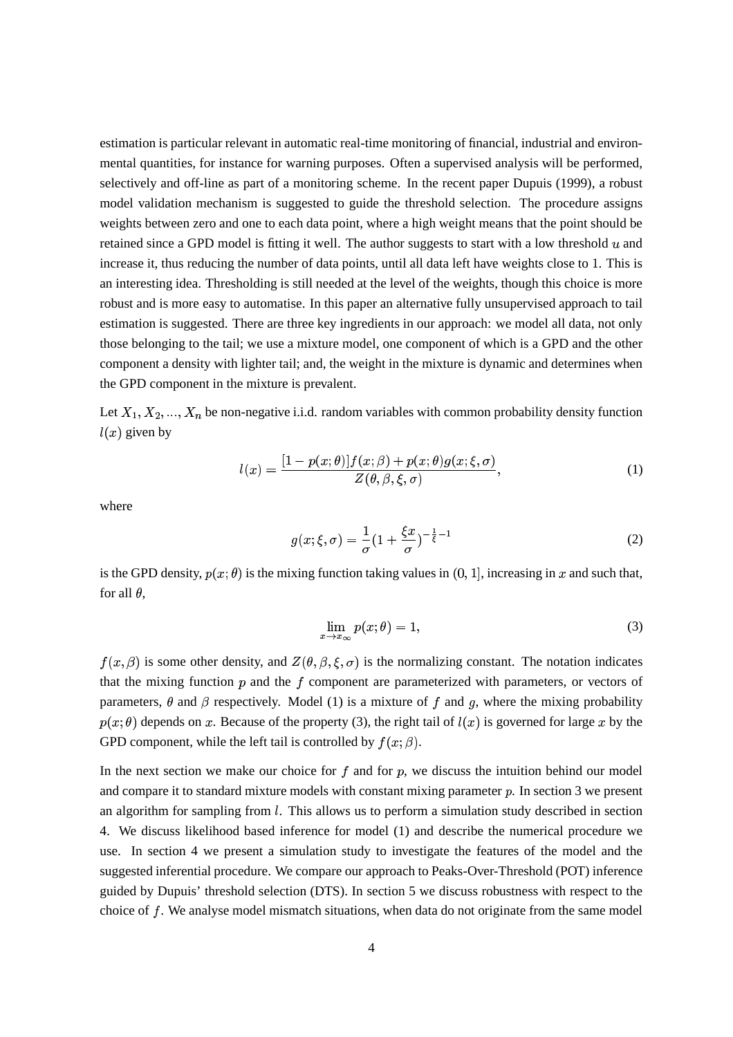estimation is particular relevant in automatic real-time monitoring of financial, industrial and environmental quantities, for instance for warning purposes. Often a supervised analysis will be performed, selectively and off-line as part of a monitoring scheme. In the recent paper Dupuis (1999), a robust model validation mechanism is suggested to guide the threshold selection. The procedure assigns weights between zero and one to each data point, where a high weight means that the point should be retained since a GPD model is fitting it well. The author suggests to start with a low threshold $u$ and increase it, thus reducing the number of data points, until all data left have weights close to 1. This is an interesting idea. Thresholding is still needed at the level of the weights, though this choice is more robust and is more easy to automatise. In this paper an alternative fully unsupervised approach to tail estimation is suggested. There are three key ingredients in our approach: we model all data, not only those belonging to the tail; we use a mixture model, one component of which is a GPD and the other component a density with lighter tail; and, the weight in the mixture is dynamic and determines when the GPD component in the mixture is prevalent.

Let $X_1, X_2, ..., X_n$ be non-negative i.i.d. random variables with common probability density function $l(x)$ given by

$$l(x) = \frac{[1 - p(x;\theta)]f(x;\beta) + p(x;\theta)g(x;\xi,\sigma)}{Z(\theta,\beta,\xi,\sigma)}, \tag{1}$$

where

$$g(x;\xi,\sigma) = \frac{1}{\sigma}(1 + \frac{\xi x}{\sigma})^{-\frac{1}{\xi}-1} \tag{2}$$

is the GPD density, $p(x;\theta)$ is the mixing function taking values in (0, 1], increasing in $x$ and such that, for all $\theta$,

$$\lim_{x \to x_\infty} p(x;\theta) = 1, \tag{3}$$

$f(x,\beta)$ is some other density, and $Z(\theta,\beta,\xi,\sigma)$ is the normalizing constant. The notation indicates that the mixing function $p$ and the $f$ component are parameterized with parameters, or vectors of parameters, $\theta$ and $\beta$ respectively. Model (1) is a mixture of $f$ and $g$, where the mixing probability $p(x;\theta)$ depends on $x$. Because of the property (3), the right tail of $l(x)$ is governed for large $x$ by the GPD component, while the left tail is controlled by $f(x;\beta)$.

In the next section we make our choice for $f$ and for $p$, we discuss the intuition behind our model and compare it to standard mixture models with constant mixing parameter $p$. In section 3 we present an algorithm for sampling from $l$. This allows us to perform a simulation study described in section 4. We discuss likelihood based inference for model (1) and describe the numerical procedure we use. In section 4 we present a simulation study to investigate the features of the model and the suggested inferential procedure. We compare our approach to Peaks-Over-Threshold (POT) inference guided by Dupuis' threshold selection (DTS). In section 5 we discuss robustness with respect to the choice of $f$. We analyse model mismatch situations, when data do not originate from the same model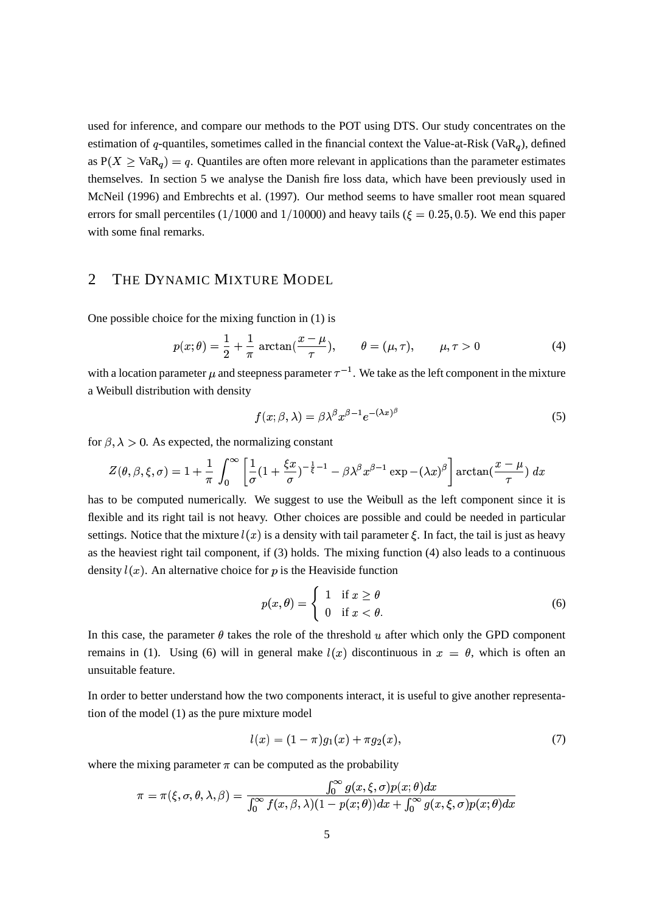used for inference, and compare our methods to the POT using DTS. Our study concentrates on the estimation of $q$-quantiles, sometimes called in the financial context the Value-at-Risk ($\text{VaR}_q$), defined as $\text{P}(X \geq \text{VaR}_q) = q$. Quantiles are often more relevant in applications than the parameter estimates themselves. In section 5 we analyse the Danish fire loss data, which have been previously used in McNeil (1996) and Embrechts et al. (1997). Our method seems to have smaller root mean squared errors for small percentiles ($1/1000$ and $1/10000$) and heavy tails ($\xi = 0.25, 0.5$). We end this paper with some final remarks.

## 2 THE DYNAMIC MIXTURE MODEL

One possible choice for the mixing function in (1) is

$$p(x;\theta) = \frac{1}{2} + \frac{1}{\pi}\,\arctan(\frac{x-\mu}{\tau}), \qquad \theta = (\mu, \tau), \qquad \mu, \tau > 0 \tag{4}$$

with a location parameter $\mu$ and steepness parameter $\tau^{-1}$. We take as the left component in the mixture a Weibull distribution with density

$$f(x;\beta,\lambda) = \beta\lambda^{\beta}x^{\beta-1}e^{-(\lambda x)^{\beta}} \tag{5}$$

for $\beta, \lambda > 0$. As expected, the normalizing constant

$$Z(\theta,\beta,\xi,\sigma) = 1 + \frac{1}{\pi}\int_0^{\infty}\left[\frac{1}{\sigma}(1+\frac{\xi x}{\sigma})^{-\frac{1}{\xi}-1} - \beta\lambda^{\beta}x^{\beta-1}\exp-(\lambda x)^{\beta}\right]\arctan(\frac{x-\mu}{\tau})\;dx$$

has to be computed numerically. We suggest to use the Weibull as the left component since it is flexible and its right tail is not heavy. Other choices are possible and could be needed in particular settings. Notice that the mixture $l(x)$ is a density with tail parameter $\xi$. In fact, the tail is just as heavy as the heaviest right tail component, if (3) holds. The mixing function (4) also leads to a continuous density $l(x)$. An alternative choice for $p$ is the Heaviside function

$$p(x,\theta) = \begin{cases} 1 & \text{if } x \geq \theta \\ 0 & \text{if } x < \theta. \end{cases} \tag{6}$$

In this case, the parameter $\theta$ takes the role of the threshold $u$ after which only the GPD component remains in (1). Using (6) will in general make $l(x)$ discontinuous in $x = \theta$, which is often an unsuitable feature.

In order to better understand how the two components interact, it is useful to give another representation of the model (1) as the pure mixture model

$$l(x) = (1-\pi)g_1(x) + \pi g_2(x), \tag{7}$$

where the mixing parameter $\pi$ can be computed as the probability

$$\pi = \pi(\xi,\sigma,\theta,\lambda,\beta) = \frac{\int_0^{\infty} g(x,\xi,\sigma)p(x;\theta)dx}{\int_0^{\infty} f(x,\beta,\lambda)(1-p(x;\theta))dx + \int_0^{\infty} g(x,\xi,\sigma)p(x;\theta)dx}$$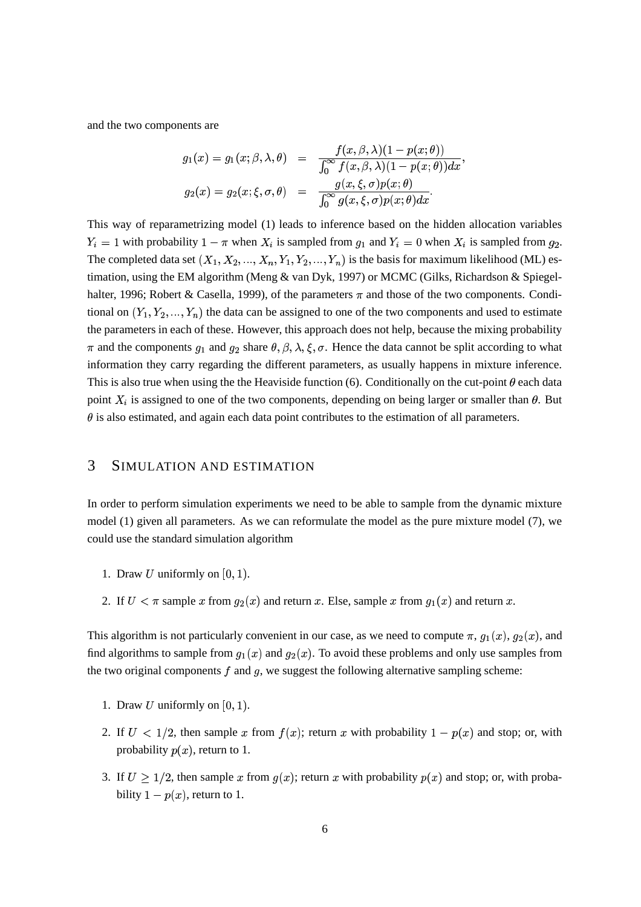and the two components are

$$
\begin{aligned}
g_1(x) = g_1(x;\beta,\lambda,\theta) &= \frac{f(x,\beta,\lambda)(1-p(x;\theta))}{\int_0^\infty f(x,\beta,\lambda)(1-p(x;\theta))dx}, \\
g_2(x) = g_2(x;\xi,\sigma,\theta) &= \frac{g(x,\xi,\sigma)p(x;\theta)}{\int_0^\infty g(x,\xi,\sigma)p(x;\theta)dx}.
\end{aligned}
$$

This way of reparametrizing model (1) leads to inference based on the hidden allocation variables $Y_i = 1$ with probability $1-\pi$ when $X_i$ is sampled from $g_1$ and $Y_i = 0$ when $X_i$ is sampled from $g_2$. The completed data set $(X_1, X_2, ..., X_n, Y_1, Y_2, ..., Y_n)$ is the basis for maximum likelihood (ML) estimation, using the EM algorithm (Meng & van Dyk, 1997) or MCMC (Gilks, Richardson & Spiegelhalter, 1996; Robert & Casella, 1999), of the parameters $\pi$ and those of the two components. Conditional on $(Y_1, Y_2, ..., Y_n)$ the data can be assigned to one of the two components and used to estimate the parameters in each of these. However, this approach does not help, because the mixing probability $\pi$ and the components $g_1$ and $g_2$ share $\theta, \beta, \lambda, \xi, \sigma$. Hence the data cannot be split according to what information they carry regarding the different parameters, as usually happens in mixture inference. This is also true when using the the Heaviside function (6). Conditionally on the cut-point $\theta$ each data point $X_i$ is assigned to one of the two components, depending on being larger or smaller than $\theta$. But $\theta$ is also estimated, and again each data point contributes to the estimation of all parameters.

## 3 SIMULATION AND ESTIMATION

In order to perform simulation experiments we need to be able to sample from the dynamic mixture model (1) given all parameters. As we can reformulate the model as the pure mixture model (7), we could use the standard simulation algorithm

1. Draw $U$ uniformly on $[0, 1)$.
2. If $U < \pi$ sample $x$ from $g_2(x)$ and return $x$. Else, sample $x$ from $g_1(x)$ and return $x$.

This algorithm is not particularly convenient in our case, as we need to compute $\pi$, $g_1(x)$, $g_2(x)$, and find algorithms to sample from $g_1(x)$ and $g_2(x)$. To avoid these problems and only use samples from the two original components $f$ and $g$, we suggest the following alternative sampling scheme:

1. Draw $U$ uniformly on $[0, 1)$.
2. If $U < 1/2$, then sample $x$ from $f(x)$; return $x$ with probability $1 - p(x)$ and stop; or, with probability $p(x)$, return to 1.
3. If $U \geq 1/2$, then sample $x$ from $g(x)$; return $x$ with probability $p(x)$ and stop; or, with probability $1 - p(x)$, return to 1.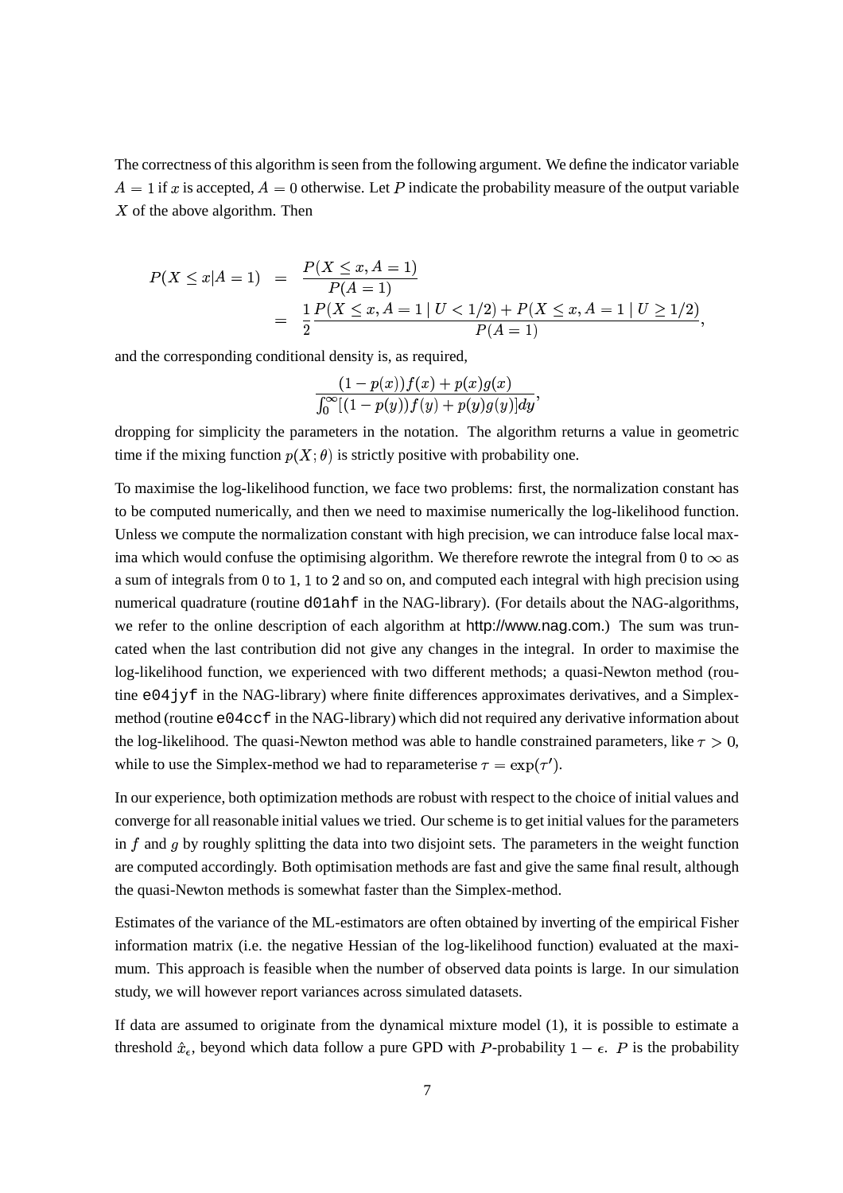The correctness of this algorithm is seen from the following argument. We define the indicator variable $A = 1$ if $x$ is accepted, $A = 0$ otherwise. Let $P$ indicate the probability measure of the output variable $X$ of the above algorithm. Then

$$
\begin{aligned}
P(X \leq x | A = 1) &= \frac{P(X \leq x, A = 1)}{P(A = 1)} \\
&= \frac{1}{2} \frac{P(X \leq x, A = 1 \mid U < 1/2) + P(X \leq x, A = 1 \mid U \geq 1/2)}{P(A = 1)},
\end{aligned}
$$

and the corresponding conditional density is, as required,

$$
\frac{(1 - p(x))f(x) + p(x)g(x)}{\int_0^\infty [(1 - p(y))f(y) + p(y)g(y)]dy},
$$

dropping for simplicity the parameters in the notation. The algorithm returns a value in geometric time if the mixing function $p(X; \theta)$ is strictly positive with probability one.

To maximise the log-likelihood function, we face two problems: first, the normalization constant has to be computed numerically, and then we need to maximise numerically the log-likelihood function. Unless we compute the normalization constant with high precision, we can introduce false local maxima which would confuse the optimising algorithm. We therefore rewrote the integral from $0$ to $\infty$ as a sum of integrals from $0$ to $1$, $1$ to $2$ and so on, and computed each integral with high precision using numerical quadrature (routine `d01ahf` in the NAG-library). (For details about the NAG-algorithms, we refer to the online description of each algorithm at http://www.nag.com.) The sum was truncated when the last contribution did not give any changes in the integral. In order to maximise the log-likelihood function, we experienced with two different methods; a quasi-Newton method (routine `e04jyf` in the NAG-library) where finite differences approximates derivatives, and a Simplex-method (routine `e04ccf` in the NAG-library) which did not required any derivative information about the log-likelihood. The quasi-Newton method was able to handle constrained parameters, like $\tau > 0$, while to use the Simplex-method we had to reparameterise $\tau = \exp(\tau')$.

In our experience, both optimization methods are robust with respect to the choice of initial values and converge for all reasonable initial values we tried. Our scheme is to get initial values for the parameters in $f$ and $g$ by roughly splitting the data into two disjoint sets. The parameters in the weight function are computed accordingly. Both optimisation methods are fast and give the same final result, although the quasi-Newton methods is somewhat faster than the Simplex-method.

Estimates of the variance of the ML-estimators are often obtained by inverting of the empirical Fisher information matrix (i.e. the negative Hessian of the log-likelihood function) evaluated at the maximum. This approach is feasible when the number of observed data points is large. In our simulation study, we will however report variances across simulated datasets.

If data are assumed to originate from the dynamical mixture model (1), it is possible to estimate a threshold $\hat{x}_\epsilon$, beyond which data follow a pure GPD with $P$-probability $1 - \epsilon$. $P$ is the probability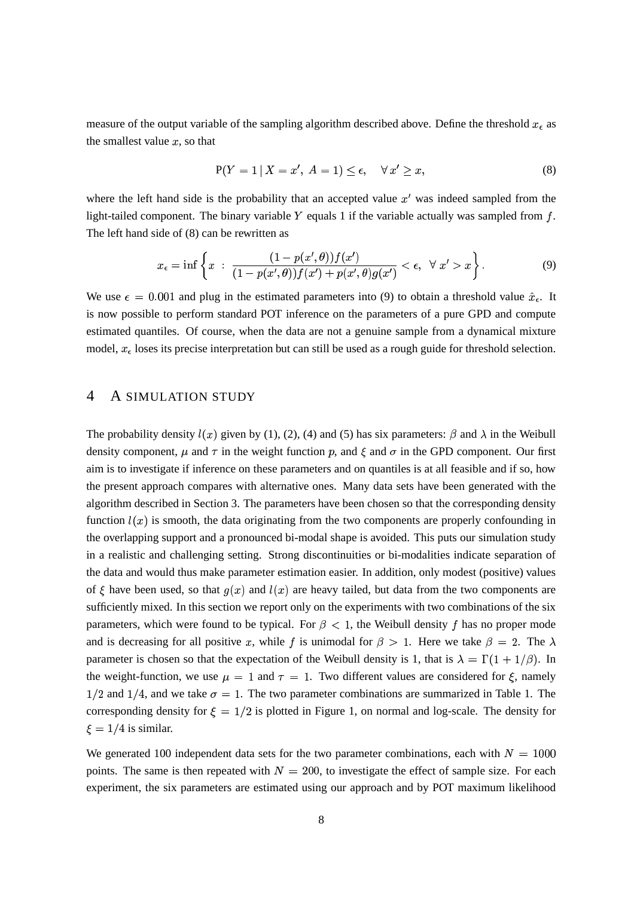measure of the output variable of the sampling algorithm described above. Define the threshold $x_\epsilon$ as the smallest value $x$, so that

$$\mathrm{P}(Y = 1 \,|\, X = x',\ A = 1) \leq \epsilon, \quad \forall\, x' \geq x, \tag{8}$$

where the left hand side is the probability that an accepted value $x'$ was indeed sampled from the light-tailed component. The binary variable $Y$ equals 1 if the variable actually was sampled from $f$. The left hand side of (8) can be rewritten as

$$x_\epsilon = \inf \left\{ x \ :\ \frac{(1 - p(x', \theta)) f(x')}{(1 - p(x', \theta)) f(x') + p(x', \theta) g(x')} < \epsilon,\ \ \forall\, x' > x \right\}. \tag{9}$$

We use $\epsilon = 0.001$ and plug in the estimated parameters into (9) to obtain a threshold value $\hat{x}_\epsilon$. It is now possible to perform standard POT inference on the parameters of a pure GPD and compute estimated quantiles. Of course, when the data are not a genuine sample from a dynamical mixture model, $x_\epsilon$ loses its precise interpretation but can still be used as a rough guide for threshold selection.

## 4 A SIMULATION STUDY

The probability density $l(x)$ given by (1), (2), (4) and (5) has six parameters: $\beta$ and $\lambda$ in the Weibull density component, $\mu$ and $\tau$ in the weight function $p$, and $\xi$ and $\sigma$ in the GPD component. Our first aim is to investigate if inference on these parameters and on quantiles is at all feasible and if so, how the present approach compares with alternative ones. Many data sets have been generated with the algorithm described in Section 3. The parameters have been chosen so that the corresponding density function $l(x)$ is smooth, the data originating from the two components are properly confounding in the overlapping support and a pronounced bi-modal shape is avoided. This puts our simulation study in a realistic and challenging setting. Strong discontinuities or bi-modalities indicate separation of the data and would thus make parameter estimation easier. In addition, only modest (positive) values of $\xi$ have been used, so that $g(x)$ and $l(x)$ are heavy tailed, but data from the two components are sufficiently mixed. In this section we report only on the experiments with two combinations of the six parameters, which were found to be typical. For $\beta < 1$, the Weibull density $f$ has no proper mode and is decreasing for all positive $x$, while $f$ is unimodal for $\beta > 1$. Here we take $\beta = 2$. The $\lambda$ parameter is chosen so that the expectation of the Weibull density is 1, that is $\lambda = \Gamma(1 + 1/\beta)$. In the weight-function, we use $\mu = 1$ and $\tau = 1$. Two different values are considered for $\xi$, namely $1/2$ and $1/4$, and we take $\sigma = 1$. The two parameter combinations are summarized in Table 1. The corresponding density for $\xi = 1/2$ is plotted in Figure 1, on normal and log-scale. The density for $\xi = 1/4$ is similar.

We generated 100 independent data sets for the two parameter combinations, each with $N = 1000$ points. The same is then repeated with $N = 200$, to investigate the effect of sample size. For each experiment, the six parameters are estimated using our approach and by POT maximum likelihood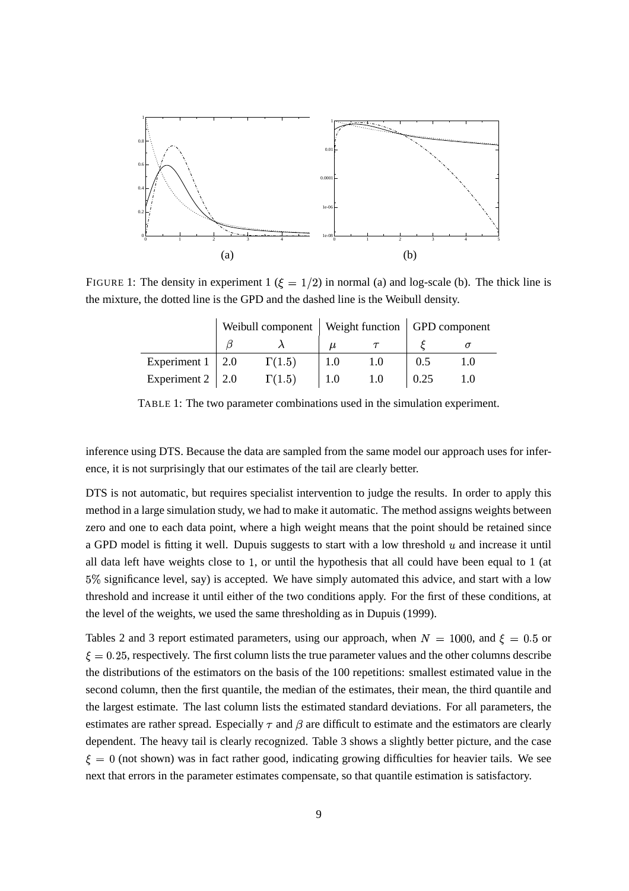FIGURE 1: The density in experiment 1 ($\xi = 1/2$) in normal (a) and log-scale (b). The thick line is the mixture, the dotted line is the GPD and the dashed line is the Weibull density.

| | Weibull component | | Weight function | | GPD component | |
|---|---|---|---|---|---|---|
| | $\beta$ | $\lambda$ | $\mu$ | $\tau$ | $\xi$ | $\sigma$ |
| Experiment 1 | 2.0 | $\Gamma(1.5)$ | 1.0 | 1.0 | 0.5 | 1.0 |
| Experiment 2 | 2.0 | $\Gamma(1.5)$ | 1.0 | 1.0 | 0.25 | 1.0 |

TABLE 1: The two parameter combinations used in the simulation experiment.

inference using DTS. Because the data are sampled from the same model our approach uses for inference, it is not surprisingly that our estimates of the tail are clearly better.

DTS is not automatic, but requires specialist intervention to judge the results. In order to apply this method in a large simulation study, we had to make it automatic. The method assigns weights between zero and one to each data point, where a high weight means that the point should be retained since a GPD model is fitting it well. Dupuis suggests to start with a low threshold $u$ and increase it until all data left have weights close to $1$, or until the hypothesis that all could have been equal to 1 (at $5\%$ significance level, say) is accepted. We have simply automated this advice, and start with a low threshold and increase it until either of the two conditions apply. For the first of these conditions, at the level of the weights, we used the same thresholding as in Dupuis (1999).

Tables 2 and 3 report estimated parameters, using our approach, when $N = 1000$, and $\xi = 0.5$ or $\xi = 0.25$, respectively. The first column lists the true parameter values and the other columns describe the distributions of the estimators on the basis of the 100 repetitions: smallest estimated value in the second column, then the first quantile, the median of the estimates, their mean, the third quantile and the largest estimate. The last column lists the estimated standard deviations. For all parameters, the estimates are rather spread. Especially $\tau$ and $\beta$ are difficult to estimate and the estimators are clearly dependent. The heavy tail is clearly recognized. Table 3 shows a slightly better picture, and the case $\xi = 0$ (not shown) was in fact rather good, indicating growing difficulties for heavier tails. We see next that errors in the parameter estimates compensate, so that quantile estimation is satisfactory.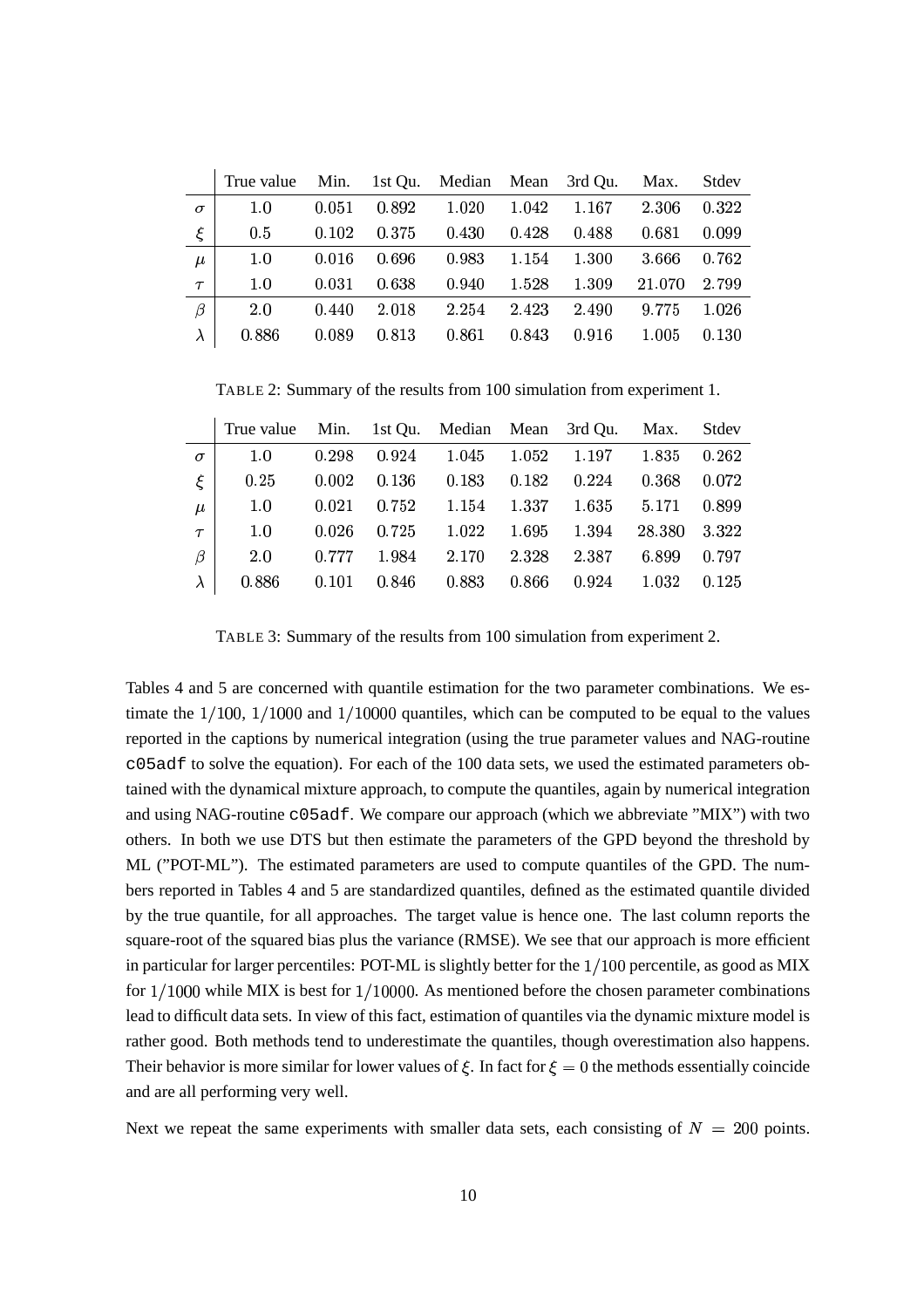|  | True value | Min. | 1st Qu. | Median | Mean | 3rd Qu. | Max. | Stdev |
|---|---|---|---|---|---|---|---|---|
| $\sigma$ | 1.0 | 0.051 | 0.892 | 1.020 | 1.042 | 1.167 | 2.306 | 0.322 |
| $\xi$ | 0.5 | 0.102 | 0.375 | 0.430 | 0.428 | 0.488 | 0.681 | 0.099 |
| $\mu$ | 1.0 | 0.016 | 0.696 | 0.983 | 1.154 | 1.300 | 3.666 | 0.762 |
| $\tau$ | 1.0 | 0.031 | 0.638 | 0.940 | 1.528 | 1.309 | 21.070 | 2.799 |
| $\beta$ | 2.0 | 0.440 | 2.018 | 2.254 | 2.423 | 2.490 | 9.775 | 1.026 |
| $\lambda$ | 0.886 | 0.089 | 0.813 | 0.861 | 0.843 | 0.916 | 1.005 | 0.130 |

TABLE 2: Summary of the results from 100 simulation from experiment 1.

|  | True value | Min. | 1st Qu. | Median | Mean | 3rd Qu. | Max. | Stdev |
|---|---|---|---|---|---|---|---|---|
| $\sigma$ | 1.0 | 0.298 | 0.924 | 1.045 | 1.052 | 1.197 | 1.835 | 0.262 |
| $\xi$ | 0.25 | 0.002 | 0.136 | 0.183 | 0.182 | 0.224 | 0.368 | 0.072 |
| $\mu$ | 1.0 | 0.021 | 0.752 | 1.154 | 1.337 | 1.635 | 5.171 | 0.899 |
| $\tau$ | 1.0 | 0.026 | 0.725 | 1.022 | 1.695 | 1.394 | 28.380 | 3.322 |
| $\beta$ | 2.0 | 0.777 | 1.984 | 2.170 | 2.328 | 2.387 | 6.899 | 0.797 |
| $\lambda$ | 0.886 | 0.101 | 0.846 | 0.883 | 0.866 | 0.924 | 1.032 | 0.125 |

TABLE 3: Summary of the results from 100 simulation from experiment 2.

Tables 4 and 5 are concerned with quantile estimation for the two parameter combinations. We estimate the $1/100$, $1/1000$ and $1/10000$ quantiles, which can be computed to be equal to the values reported in the captions by numerical integration (using the true parameter values and NAG-routine c05adf to solve the equation). For each of the 100 data sets, we used the estimated parameters obtained with the dynamical mixture approach, to compute the quantiles, again by numerical integration and using NAG-routine c05adf. We compare our approach (which we abbreviate "MIX") with two others. In both we use DTS but then estimate the parameters of the GPD beyond the threshold by ML ("POT-ML"). The estimated parameters are used to compute quantiles of the GPD. The numbers reported in Tables 4 and 5 are standardized quantiles, defined as the estimated quantile divided by the true quantile, for all approaches. The target value is hence one. The last column reports the square-root of the squared bias plus the variance (RMSE). We see that our approach is more efficient in particular for larger percentiles: POT-ML is slightly better for the $1/100$ percentile, as good as MIX for $1/1000$ while MIX is best for $1/10000$. As mentioned before the chosen parameter combinations lead to difficult data sets. In view of this fact, estimation of quantiles via the dynamic mixture model is rather good. Both methods tend to underestimate the quantiles, though overestimation also happens. Their behavior is more similar for lower values of $\xi$. In fact for $\xi = 0$ the methods essentially coincide and are all performing very well.

Next we repeat the same experiments with smaller data sets, each consisting of $N = 200$ points.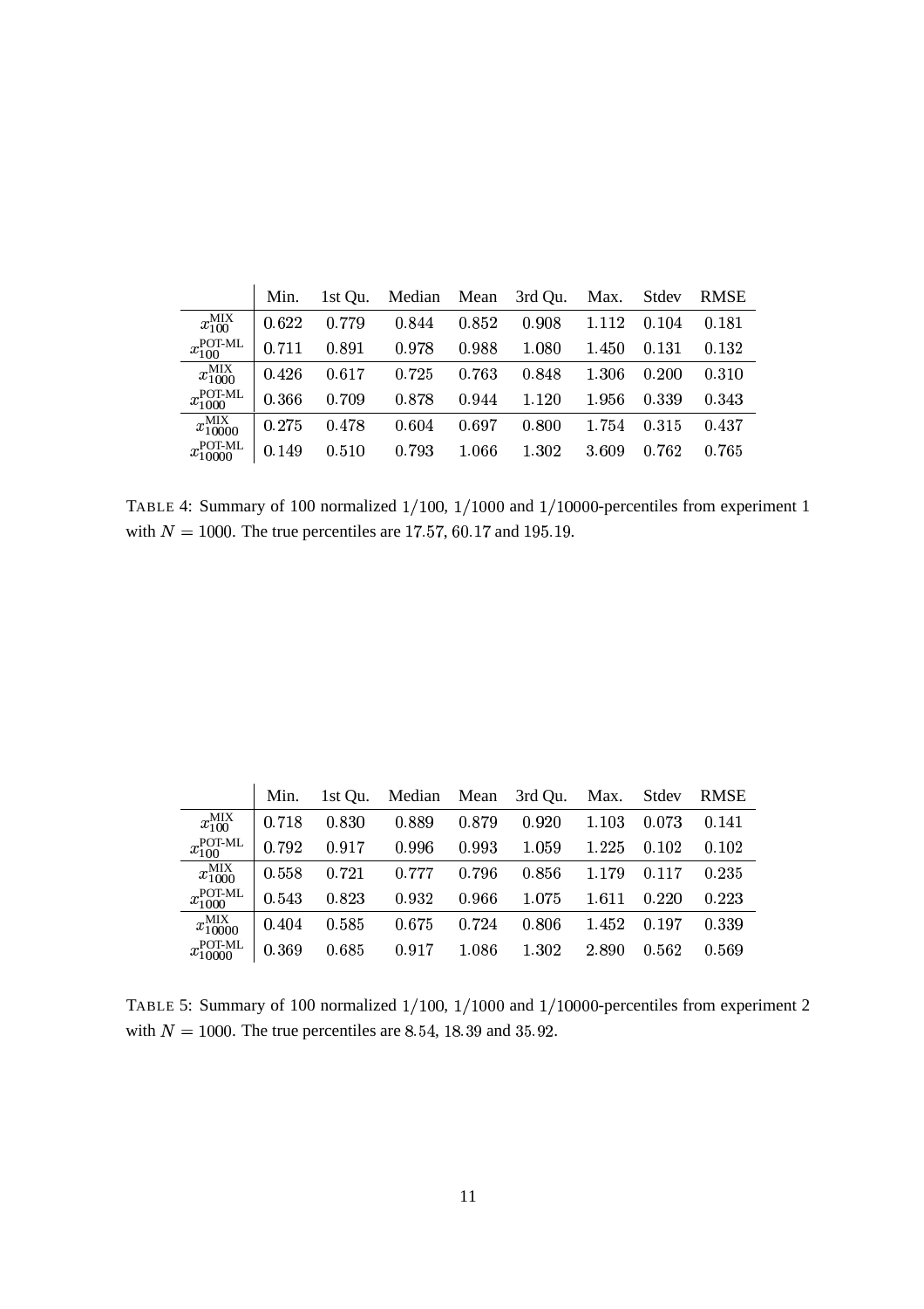| | Min. | 1st Qu. | Median | Mean | 3rd Qu. | Max. | Stdev | RMSE |
|---|---|---|---|---|---|---|---|---|
| $x_{100}^{\text{MIX}}$ | $0.622$ | $0.779$ | $0.844$ | $0.852$ | $0.908$ | $1.112$ | $0.104$ | $0.181$ |
| $x_{100}^{\text{POT-ML}}$ | $0.711$ | $0.891$ | $0.978$ | $0.988$ | $1.080$ | $1.450$ | $0.131$ | $0.132$ |
| $x_{1000}^{\text{MIX}}$ | $0.426$ | $0.617$ | $0.725$ | $0.763$ | $0.848$ | $1.306$ | $0.200$ | $0.310$ |
| $x_{1000}^{\text{POT-ML}}$ | $0.366$ | $0.709$ | $0.878$ | $0.944$ | $1.120$ | $1.956$ | $0.339$ | $0.343$ |
| $x_{10000}^{\text{MIX}}$ | $0.275$ | $0.478$ | $0.604$ | $0.697$ | $0.800$ | $1.754$ | $0.315$ | $0.437$ |
| $x_{10000}^{\text{POT-ML}}$ | $0.149$ | $0.510$ | $0.793$ | $1.066$ | $1.302$ | $3.609$ | $0.762$ | $0.765$ |

TABLE 4: Summary of 100 normalized $1/100$, $1/1000$ and $1/10000$-percentiles from experiment 1 with $N = 1000$. The true percentiles are $17.57$, $60.17$ and $195.19$.

| | Min. | 1st Qu. | Median | Mean | 3rd Qu. | Max. | Stdev | RMSE |
|---|---|---|---|---|---|---|---|---|
| $x_{100}^{\text{MIX}}$ | $0.718$ | $0.830$ | $0.889$ | $0.879$ | $0.920$ | $1.103$ | $0.073$ | $0.141$ |
| $x_{100}^{\text{POT-ML}}$ | $0.792$ | $0.917$ | $0.996$ | $0.993$ | $1.059$ | $1.225$ | $0.102$ | $0.102$ |
| $x_{1000}^{\text{MIX}}$ | $0.558$ | $0.721$ | $0.777$ | $0.796$ | $0.856$ | $1.179$ | $0.117$ | $0.235$ |
| $x_{1000}^{\text{POT-ML}}$ | $0.543$ | $0.823$ | $0.932$ | $0.966$ | $1.075$ | $1.611$ | $0.220$ | $0.223$ |
| $x_{10000}^{\text{MIX}}$ | $0.404$ | $0.585$ | $0.675$ | $0.724$ | $0.806$ | $1.452$ | $0.197$ | $0.339$ |
| $x_{10000}^{\text{POT-ML}}$ | $0.369$ | $0.685$ | $0.917$ | $1.086$ | $1.302$ | $2.890$ | $0.562$ | $0.569$ |

TABLE 5: Summary of 100 normalized $1/100$, $1/1000$ and $1/10000$-percentiles from experiment 2 with $N = 1000$. The true percentiles are $8.54$, $18.39$ and $35.92$.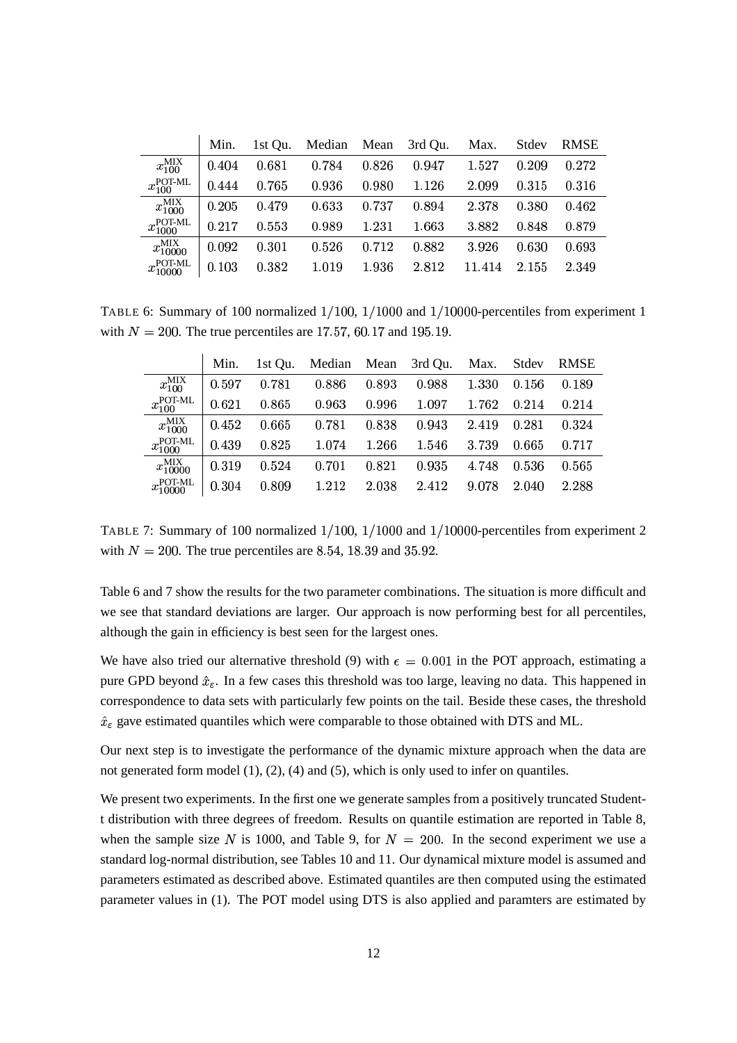|  | Min. | 1st Qu. | Median | Mean | 3rd Qu. | Max. | Stdev | RMSE |
|---|---|---|---|---|---|---|---|---|
| $x_{100}^{\text{MIX}}$ | 0.404 | 0.681 | 0.784 | 0.826 | 0.947 | 1.527 | 0.209 | 0.272 |
| $x_{100}^{\text{POT-ML}}$ | 0.444 | 0.765 | 0.936 | 0.980 | 1.126 | 2.099 | 0.315 | 0.316 |
| $x_{1000}^{\text{MIX}}$ | 0.205 | 0.479 | 0.633 | 0.737 | 0.894 | 2.378 | 0.380 | 0.462 |
| $x_{1000}^{\text{POT-ML}}$ | 0.217 | 0.553 | 0.989 | 1.231 | 1.663 | 3.882 | 0.848 | 0.879 |
| $x_{10000}^{\text{MIX}}$ | 0.092 | 0.301 | 0.526 | 0.712 | 0.882 | 3.926 | 0.630 | 0.693 |
| $x_{10000}^{\text{POT-ML}}$ | 0.103 | 0.382 | 1.019 | 1.936 | 2.812 | 11.414 | 2.155 | 2.349 |

TABLE 6: Summary of 100 normalized $1/100$, $1/1000$ and $1/10000$-percentiles from experiment 1 with $N = 200$. The true percentiles are $17.57$, $60.17$ and $195.19$.

|  | Min. | 1st Qu. | Median | Mean | 3rd Qu. | Max. | Stdev | RMSE |
|---|---|---|---|---|---|---|---|---|
| $x_{100}^{\text{MIX}}$ | 0.597 | 0.781 | 0.886 | 0.893 | 0.988 | 1.330 | 0.156 | 0.189 |
| $x_{100}^{\text{POT-ML}}$ | 0.621 | 0.865 | 0.963 | 0.996 | 1.097 | 1.762 | 0.214 | 0.214 |
| $x_{1000}^{\text{MIX}}$ | 0.452 | 0.665 | 0.781 | 0.838 | 0.943 | 2.419 | 0.281 | 0.324 |
| $x_{1000}^{\text{POT-ML}}$ | 0.439 | 0.825 | 1.074 | 1.266 | 1.546 | 3.739 | 0.665 | 0.717 |
| $x_{10000}^{\text{MIX}}$ | 0.319 | 0.524 | 0.701 | 0.821 | 0.935 | 4.748 | 0.536 | 0.565 |
| $x_{10000}^{\text{POT-ML}}$ | 0.304 | 0.809 | 1.212 | 2.038 | 2.412 | 9.078 | 2.040 | 2.288 |

TABLE 7: Summary of 100 normalized $1/100$, $1/1000$ and $1/10000$-percentiles from experiment 2 with $N = 200$. The true percentiles are $8.54$, $18.39$ and $35.92$.

Table 6 and 7 show the results for the two parameter combinations. The situation is more difficult and we see that standard deviations are larger. Our approach is now performing best for all percentiles, although the gain in efficiency is best seen for the largest ones.

We have also tried our alternative threshold (9) with $\epsilon = 0.001$ in the POT approach, estimating a pure GPD beyond $\hat{x}_\varepsilon$. In a few cases this threshold was too large, leaving no data. This happened in correspondence to data sets with particularly few points on the tail. Beside these cases, the threshold $\hat{x}_\varepsilon$ gave estimated quantiles which were comparable to those obtained with DTS and ML.

Our next step is to investigate the performance of the dynamic mixture approach when the data are not generated form model (1), (2), (4) and (5), which is only used to infer on quantiles.

We present two experiments. In the first one we generate samples from a positively truncated Student-t distribution with three degrees of freedom. Results on quantile estimation are reported in Table 8, when the sample size $N$ is 1000, and Table 9, for $N = 200$. In the second experiment we use a standard log-normal distribution, see Tables 10 and 11. Our dynamical mixture model is assumed and parameters estimated as described above. Estimated quantiles are then computed using the estimated parameter values in (1). The POT model using DTS is also applied and paramters are estimated by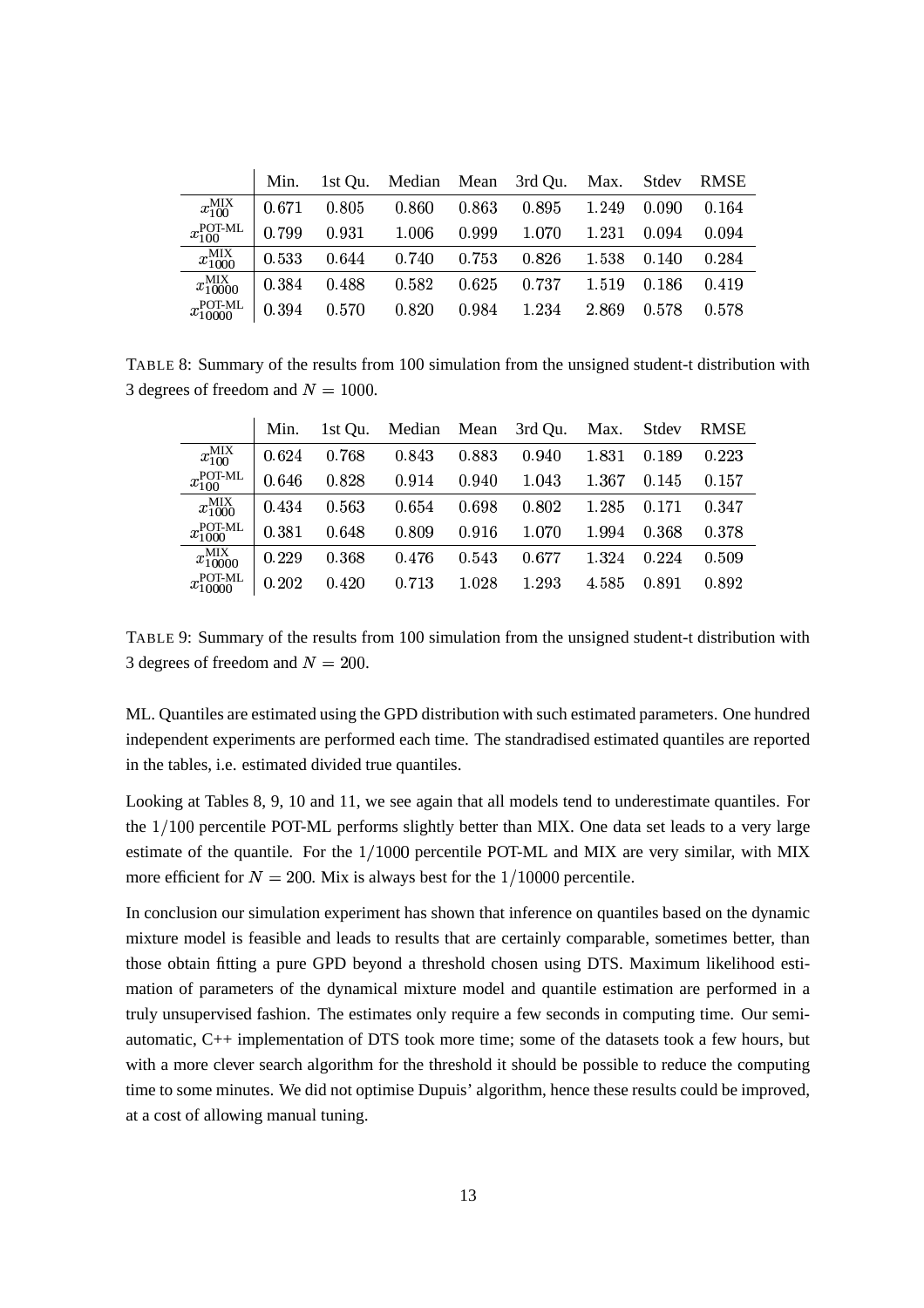|  | Min. | 1st Qu. | Median | Mean | 3rd Qu. | Max. | Stdev | RMSE |
|---|---|---|---|---|---|---|---|---|
| $x_{100}^{\text{MIX}}$ | 0.671 | 0.805 | 0.860 | 0.863 | 0.895 | 1.249 | 0.090 | 0.164 |
| $x_{100}^{\text{POT-ML}}$ | 0.799 | 0.931 | 1.006 | 0.999 | 1.070 | 1.231 | 0.094 | 0.094 |
| $x_{1000}^{\text{MIX}}$ | 0.533 | 0.644 | 0.740 | 0.753 | 0.826 | 1.538 | 0.140 | 0.284 |
| $x_{10000}^{\text{MIX}}$ | 0.384 | 0.488 | 0.582 | 0.625 | 0.737 | 1.519 | 0.186 | 0.419 |
| $x_{10000}^{\text{POT-ML}}$ | 0.394 | 0.570 | 0.820 | 0.984 | 1.234 | 2.869 | 0.578 | 0.578 |

TABLE 8: Summary of the results from 100 simulation from the unsigned student-t distribution with 3 degrees of freedom and $N = 1000$.

|  | Min. | 1st Qu. | Median | Mean | 3rd Qu. | Max. | Stdev | RMSE |
|---|---|---|---|---|---|---|---|---|
| $x_{100}^{\text{MIX}}$ | 0.624 | 0.768 | 0.843 | 0.883 | 0.940 | 1.831 | 0.189 | 0.223 |
| $x_{100}^{\text{POT-ML}}$ | 0.646 | 0.828 | 0.914 | 0.940 | 1.043 | 1.367 | 0.145 | 0.157 |
| $x_{1000}^{\text{MIX}}$ | 0.434 | 0.563 | 0.654 | 0.698 | 0.802 | 1.285 | 0.171 | 0.347 |
| $x_{1000}^{\text{POT-ML}}$ | 0.381 | 0.648 | 0.809 | 0.916 | 1.070 | 1.994 | 0.368 | 0.378 |
| $x_{10000}^{\text{MIX}}$ | 0.229 | 0.368 | 0.476 | 0.543 | 0.677 | 1.324 | 0.224 | 0.509 |
| $x_{10000}^{\text{POT-ML}}$ | 0.202 | 0.420 | 0.713 | 1.028 | 1.293 | 4.585 | 0.891 | 0.892 |

TABLE 9: Summary of the results from 100 simulation from the unsigned student-t distribution with 3 degrees of freedom and $N = 200$.

ML. Quantiles are estimated using the GPD distribution with such estimated parameters. One hundred independent experiments are performed each time. The standradised estimated quantiles are reported in the tables, i.e. estimated divided true quantiles.

Looking at Tables 8, 9, 10 and 11, we see again that all models tend to underestimate quantiles. For the $1/100$ percentile POT-ML performs slightly better than MIX. One data set leads to a very large estimate of the quantile. For the $1/1000$ percentile POT-ML and MIX are very similar, with MIX more efficient for $N = 200$. Mix is always best for the $1/10000$ percentile.

In conclusion our simulation experiment has shown that inference on quantiles based on the dynamic mixture model is feasible and leads to results that are certainly comparable, sometimes better, than those obtain fitting a pure GPD beyond a threshold chosen using DTS. Maximum likelihood estimation of parameters of the dynamical mixture model and quantile estimation are performed in a truly unsupervised fashion. The estimates only require a few seconds in computing time. Our semi-automatic, C++ implementation of DTS took more time; some of the datasets took a few hours, but with a more clever search algorithm for the threshold it should be possible to reduce the computing time to some minutes. We did not optimise Dupuis' algorithm, hence these results could be improved, at a cost of allowing manual tuning.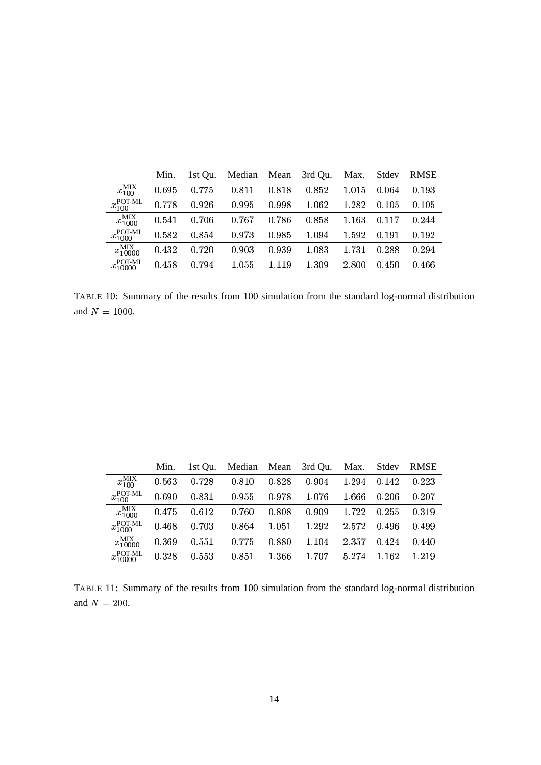|  | Min. | 1st Qu. | Median | Mean | 3rd Qu. | Max. | Stdev | RMSE |
|---|---|---|---|---|---|---|---|---|
| $x_{100}^{\text{MIX}}$ | $0.695$ | $0.775$ | $0.811$ | $0.818$ | $0.852$ | $1.015$ | $0.064$ | $0.193$ |
| $x_{100}^{\text{POT-ML}}$ | $0.778$ | $0.926$ | $0.995$ | $0.998$ | $1.062$ | $1.282$ | $0.105$ | $0.105$ |
| $x_{1000}^{\text{MIX}}$ | $0.541$ | $0.706$ | $0.767$ | $0.786$ | $0.858$ | $1.163$ | $0.117$ | $0.244$ |
| $x_{1000}^{\text{POT-ML}}$ | $0.582$ | $0.854$ | $0.973$ | $0.985$ | $1.094$ | $1.592$ | $0.191$ | $0.192$ |
| $x_{10000}^{\text{MIX}}$ | $0.432$ | $0.720$ | $0.903$ | $0.939$ | $1.083$ | $1.731$ | $0.288$ | $0.294$ |
| $x_{10000}^{\text{POT-ML}}$ | $0.458$ | $0.794$ | $1.055$ | $1.119$ | $1.309$ | $2.800$ | $0.450$ | $0.466$ |

TABLE 10: Summary of the results from 100 simulation from the standard log-normal distribution and $N = 1000$.

|  | Min. | 1st Qu. | Median | Mean | 3rd Qu. | Max. | Stdev | RMSE |
|---|---|---|---|---|---|---|---|---|
| $x_{100}^{\text{MIX}}$ | $0.563$ | $0.728$ | $0.810$ | $0.828$ | $0.904$ | $1.294$ | $0.142$ | $0.223$ |
| $x_{100}^{\text{POT-ML}}$ | $0.690$ | $0.831$ | $0.955$ | $0.978$ | $1.076$ | $1.666$ | $0.206$ | $0.207$ |
| $x_{1000}^{\text{MIX}}$ | $0.475$ | $0.612$ | $0.760$ | $0.808$ | $0.909$ | $1.722$ | $0.255$ | $0.319$ |
| $x_{1000}^{\text{POT-ML}}$ | $0.468$ | $0.703$ | $0.864$ | $1.051$ | $1.292$ | $2.572$ | $0.496$ | $0.499$ |
| $x_{10000}^{\text{MIX}}$ | $0.369$ | $0.551$ | $0.775$ | $0.880$ | $1.104$ | $2.357$ | $0.424$ | $0.440$ |
| $x_{10000}^{\text{POT-ML}}$ | $0.328$ | $0.553$ | $0.851$ | $1.366$ | $1.707$ | $5.274$ | $1.162$ | $1.219$ |

TABLE 11: Summary of the results from 100 simulation from the standard log-normal distribution and $N = 200$.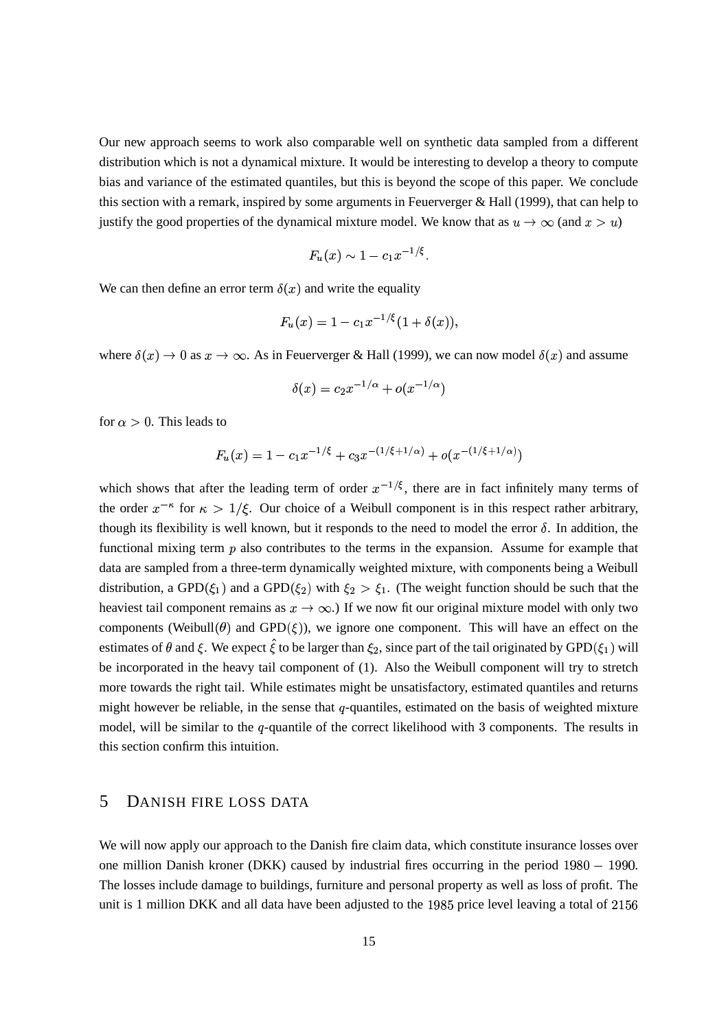Our new approach seems to work also comparable well on synthetic data sampled from a different distribution which is not a dynamical mixture. It would be interesting to develop a theory to compute bias and variance of the estimated quantiles, but this is beyond the scope of this paper. We conclude this section with a remark, inspired by some arguments in Feuerverger & Hall (1999), that can help to justify the good properties of the dynamical mixture model. We know that as $u \to \infty$ (and $x > u$)

$$F_u(x) \sim 1 - c_1 x^{-1/\xi}.$$

We can then define an error term $\delta(x)$ and write the equality

$$F_u(x) = 1 - c_1 x^{-1/\xi}(1 + \delta(x)),$$

where $\delta(x) \to 0$ as $x \to \infty$. As in Feuerverger & Hall (1999), we can now model $\delta(x)$ and assume

$$\delta(x) = c_2 x^{-1/\alpha} + o(x^{-1/\alpha})$$

for $\alpha > 0$. This leads to

$$F_u(x) = 1 - c_1 x^{-1/\xi} + c_3 x^{-(1/\xi + 1/\alpha)} + o(x^{-(1/\xi+1/\alpha)})$$

which shows that after the leading term of order $x^{-1/\xi}$, there are in fact infinitely many terms of the order $x^{-\kappa}$ for $\kappa > 1/\xi$. Our choice of a Weibull component is in this respect rather arbitrary, though its flexibility is well known, but it responds to the need to model the error $\delta$. In addition, the functional mixing term $p$ also contributes to the terms in the expansion. Assume for example that data are sampled from a three-term dynamically weighted mixture, with components being a Weibull distribution, a GPD($\xi_1$) and a GPD($\xi_2$) with $\xi_2 > \xi_1$. (The weight function should be such that the heaviest tail component remains as $x \to \infty$.) If we now fit our original mixture model with only two components (Weibull($\theta$) and GPD($\xi$)), we ignore one component. This will have an effect on the estimates of $\theta$ and $\xi$. We expect $\hat{\xi}$ to be larger than $\xi_2$, since part of the tail originated by GPD($\xi_1$) will be incorporated in the heavy tail component of (1). Also the Weibull component will try to stretch more towards the right tail. While estimates might be unsatisfactory, estimated quantiles and returns might however be reliable, in the sense that $q$-quantiles, estimated on the basis of weighted mixture model, will be similar to the $q$-quantile of the correct likelihood with 3 components. The results in this section confirm this intuition.

## 5 Danish fire loss data

We will now apply our approach to the Danish fire claim data, which constitute insurance losses over one million Danish kroner (DKK) caused by industrial fires occurring in the period $1980 - 1990$. The losses include damage to buildings, furniture and personal property as well as loss of profit. The unit is 1 million DKK and all data have been adjusted to the $1985$ price level leaving a total of $2156$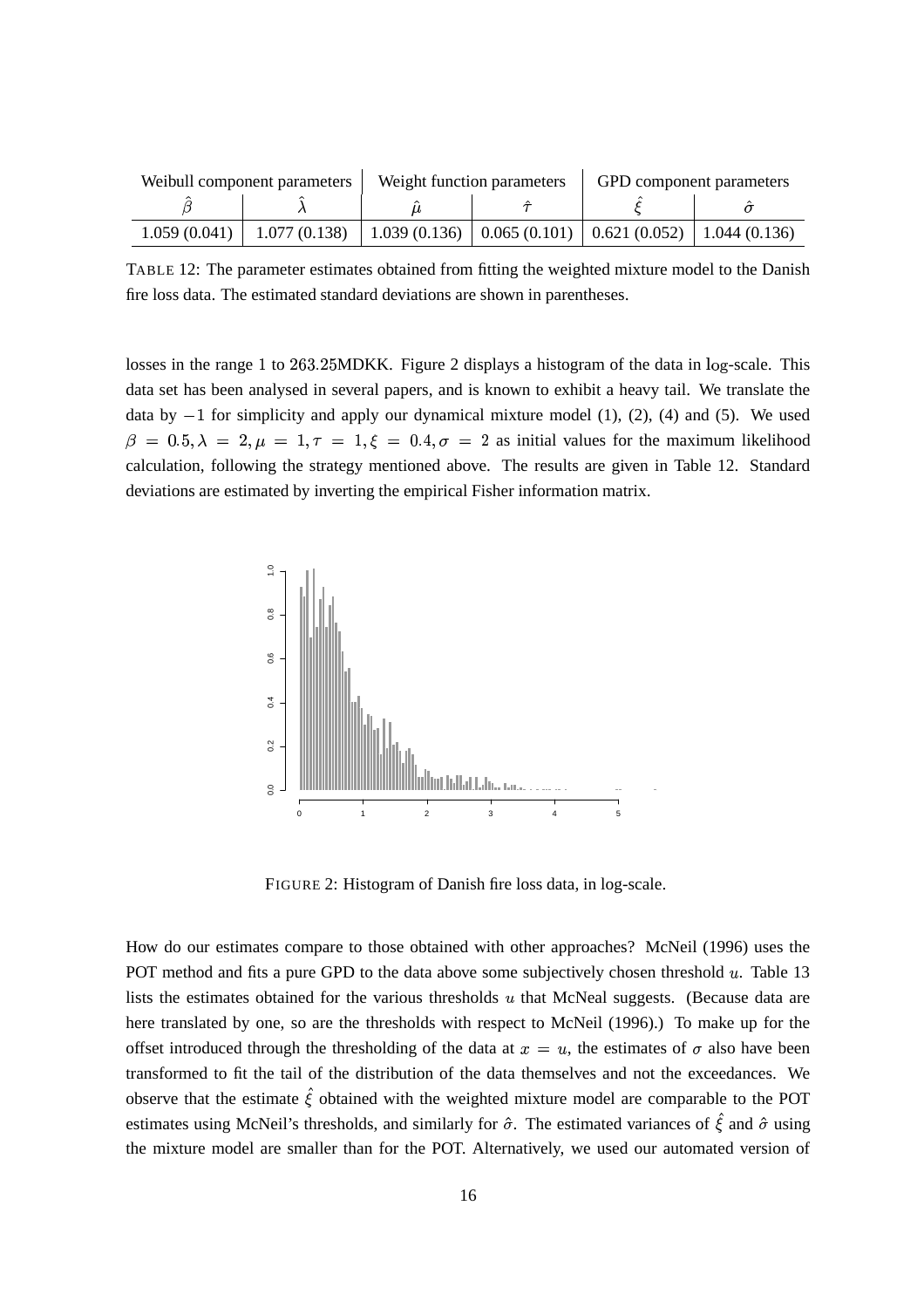| Weibull component parameters | | Weight function parameters | | GPD component parameters | |
|---|---|---|---|---|---|
| $\hat{\beta}$ | $\hat{\lambda}$ | $\hat{\mu}$ | $\hat{\tau}$ | $\hat{\xi}$ | $\hat{\sigma}$ |
| 1.059 (0.041) | 1.077 (0.138) | 1.039 (0.136) | 0.065 (0.101) | 0.621 (0.052) | 1.044 (0.136) |

TABLE 12: The parameter estimates obtained from fitting the weighted mixture model to the Danish fire loss data. The estimated standard deviations are shown in parentheses.

losses in the range 1 to 263.25MDKK. Figure 2 displays a histogram of the data in log-scale. This data set has been analysed in several papers, and is known to exhibit a heavy tail. We translate the data by $-1$ for simplicity and apply our dynamical mixture model (1), (2), (4) and (5). We used $\beta = 0.5, \lambda = 2, \mu = 1, \tau = 1, \xi = 0.4, \sigma = 2$ as initial values for the maximum likelihood calculation, following the strategy mentioned above. The results are given in Table 12. Standard deviations are estimated by inverting the empirical Fisher information matrix.

FIGURE 2: Histogram of Danish fire loss data, in log-scale.

How do our estimates compare to those obtained with other approaches? McNeil (1996) uses the POT method and fits a pure GPD to the data above some subjectively chosen threshold $u$. Table 13 lists the estimates obtained for the various thresholds $u$ that McNeal suggests. (Because data are here translated by one, so are the thresholds with respect to McNeil (1996).) To make up for the offset introduced through the thresholding of the data at $x = u$, the estimates of $\sigma$ also have been transformed to fit the tail of the distribution of the data themselves and not the exceedances. We observe that the estimate $\hat{\xi}$ obtained with the weighted mixture model are comparable to the POT estimates using McNeil's thresholds, and similarly for $\hat{\sigma}$. The estimated variances of $\hat{\xi}$ and $\hat{\sigma}$ using the mixture model are smaller than for the POT. Alternatively, we used our automated version of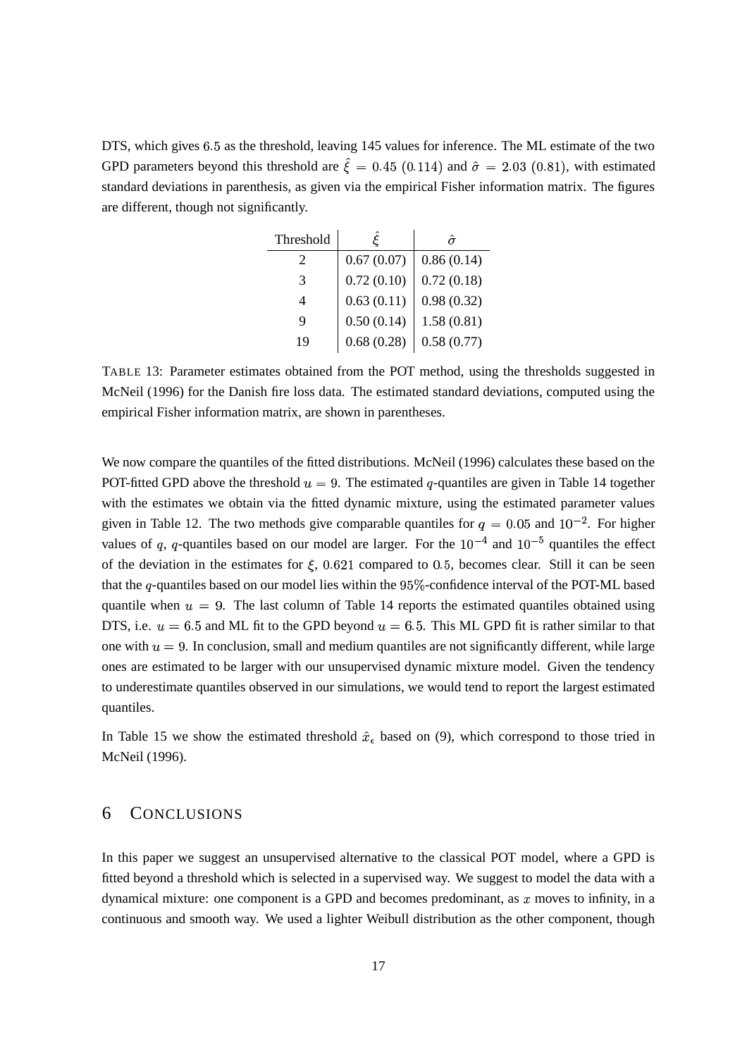DTS, which gives $6.5$ as the threshold, leaving 145 values for inference. The ML estimate of the two GPD parameters beyond this threshold are $\hat{\xi} = 0.45\ (0.114)$ and $\hat{\sigma} = 2.03\ (0.81)$, with estimated standard deviations in parenthesis, as given via the empirical Fisher information matrix. The figures are different, though not significantly.

| Threshold | $\hat{\xi}$ | $\hat{\sigma}$ |
|---|---|---|
| 2 | 0.67 (0.07) | 0.86 (0.14) |
| 3 | 0.72 (0.10) | 0.72 (0.18) |
| 4 | 0.63 (0.11) | 0.98 (0.32) |
| 9 | 0.50 (0.14) | 1.58 (0.81) |
| 19 | 0.68 (0.28) | 0.58 (0.77) |

TABLE 13: Parameter estimates obtained from the POT method, using the thresholds suggested in McNeil (1996) for the Danish fire loss data. The estimated standard deviations, computed using the empirical Fisher information matrix, are shown in parentheses.

We now compare the quantiles of the fitted distributions. McNeil (1996) calculates these based on the POT-fitted GPD above the threshold $u = 9$. The estimated $q$-quantiles are given in Table 14 together with the estimates we obtain via the fitted dynamic mixture, using the estimated parameter values given in Table 12. The two methods give comparable quantiles for $q = 0.05$ and $10^{-2}$. For higher values of $q$, $q$-quantiles based on our model are larger. For the $10^{-4}$ and $10^{-5}$ quantiles the effect of the deviation in the estimates for $\xi$, $0.621$ compared to $0.5$, becomes clear. Still it can be seen that the $q$-quantiles based on our model lies within the $95\%$-confidence interval of the POT-ML based quantile when $u = 9$. The last column of Table 14 reports the estimated quantiles obtained using DTS, i.e. $u = 6.5$ and ML fit to the GPD beyond $u = 6.5$. This ML GPD fit is rather similar to that one with $u = 9$. In conclusion, small and medium quantiles are not significantly different, while large ones are estimated to be larger with our unsupervised dynamic mixture model. Given the tendency to underestimate quantiles observed in our simulations, we would tend to report the largest estimated quantiles.

In Table 15 we show the estimated threshold $\hat{x}_\epsilon$ based on (9), which correspond to those tried in McNeil (1996).

## 6 CONCLUSIONS

In this paper we suggest an unsupervised alternative to the classical POT model, where a GPD is fitted beyond a threshold which is selected in a supervised way. We suggest to model the data with a dynamical mixture: one component is a GPD and becomes predominant, as $x$ moves to infinity, in a continuous and smooth way. We used a lighter Weibull distribution as the other component, though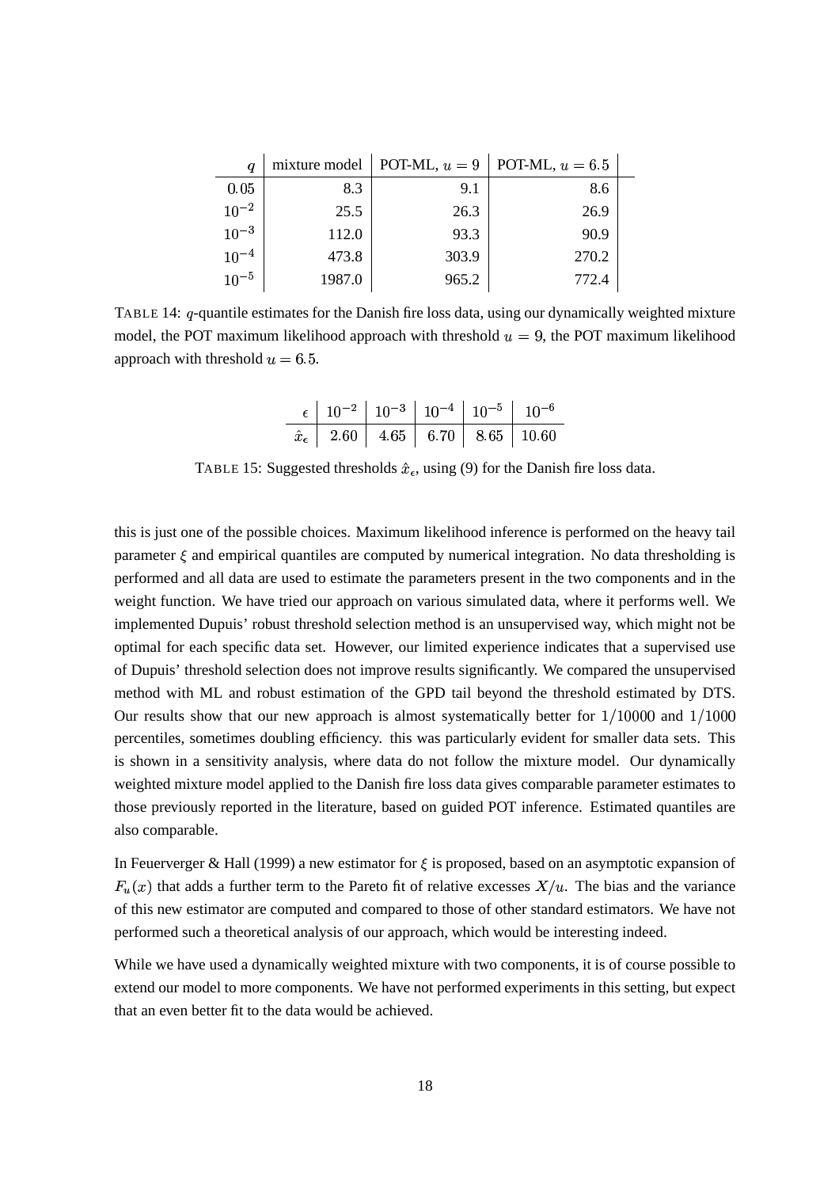| $q$ | mixture model | POT-ML, $u = 9$ | POT-ML, $u = 6.5$ |
|---|---|---|---|
| $0.05$ | 8.3 | 9.1 | 8.6 |
| $10^{-2}$ | 25.5 | 26.3 | 26.9 |
| $10^{-3}$ | 112.0 | 93.3 | 90.9 |
| $10^{-4}$ | 473.8 | 303.9 | 270.2 |
| $10^{-5}$ | 1987.0 | 965.2 | 772.4 |

TABLE 14: $q$-quantile estimates for the Danish fire loss data, using our dynamically weighted mixture model, the POT maximum likelihood approach with threshold $u = 9$, the POT maximum likelihood approach with threshold $u = 6.5$.

| $\epsilon$ | $10^{-2}$ | $10^{-3}$ | $10^{-4}$ | $10^{-5}$ | $10^{-6}$ |
|---|---|---|---|---|---|
| $\hat{x}_\epsilon$ | 2.60 | 4.65 | 6.70 | 8.65 | 10.60 |

TABLE 15: Suggested thresholds $\hat{x}_\epsilon$, using (9) for the Danish fire loss data.

this is just one of the possible choices. Maximum likelihood inference is performed on the heavy tail parameter $\xi$ and empirical quantiles are computed by numerical integration. No data thresholding is performed and all data are used to estimate the parameters present in the two components and in the weight function. We have tried our approach on various simulated data, where it performs well. We implemented Dupuis' robust threshold selection method is an unsupervised way, which might not be optimal for each specific data set. However, our limited experience indicates that a supervised use of Dupuis' threshold selection does not improve results significantly. We compared the unsupervised method with ML and robust estimation of the GPD tail beyond the threshold estimated by DTS. Our results show that our new approach is almost systematically better for $1/10000$ and $1/1000$ percentiles, sometimes doubling efficiency. this was particularly evident for smaller data sets. This is shown in a sensitivity analysis, where data do not follow the mixture model. Our dynamically weighted mixture model applied to the Danish fire loss data gives comparable parameter estimates to those previously reported in the literature, based on guided POT inference. Estimated quantiles are also comparable.

In Feuerverger & Hall (1999) a new estimator for $\xi$ is proposed, based on an asymptotic expansion of $F_u(x)$ that adds a further term to the Pareto fit of relative excesses $X/u$. The bias and the variance of this new estimator are computed and compared to those of other standard estimators. We have not performed such a theoretical analysis of our approach, which would be interesting indeed.

While we have used a dynamically weighted mixture with two components, it is of course possible to extend our model to more components. We have not performed experiments in this setting, but expect that an even better fit to the data would be achieved.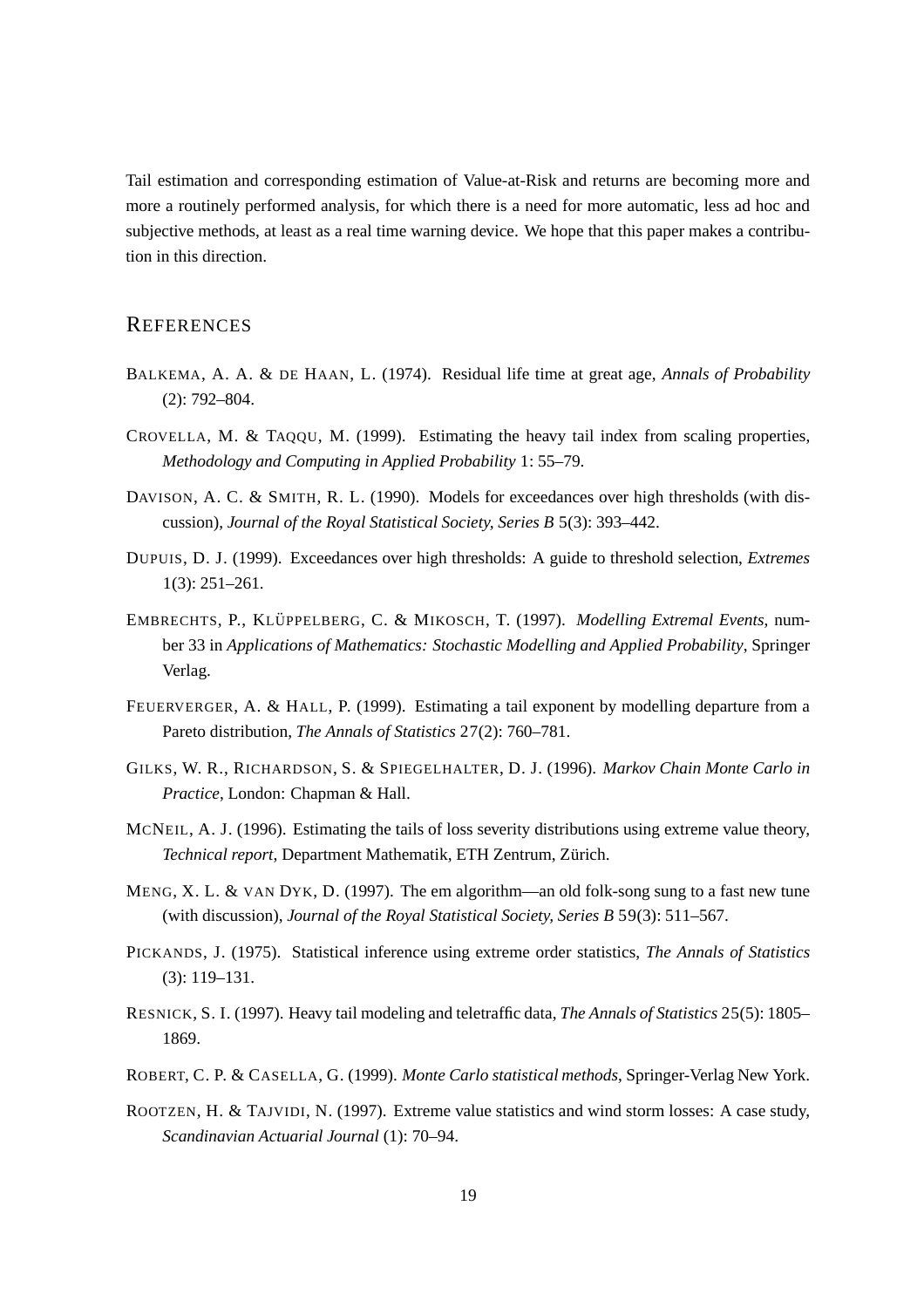Tail estimation and corresponding estimation of Value-at-Risk and returns are becoming more and more a routinely performed analysis, for which there is a need for more automatic, less ad hoc and subjective methods, at least as a real time warning device. We hope that this paper makes a contribution in this direction.

## REFERENCES

BALKEMA, A. A. & DE HAAN, L. (1974). Residual life time at great age, *Annals of Probability* (2): 792–804.

CROVELLA, M. & TAQQU, M. (1999). Estimating the heavy tail index from scaling properties, *Methodology and Computing in Applied Probability* 1: 55–79.

DAVISON, A. C. & SMITH, R. L. (1990). Models for exceedances over high thresholds (with discussion), *Journal of the Royal Statistical Society, Series B* 5(3): 393–442.

DUPUIS, D. J. (1999). Exceedances over high thresholds: A guide to threshold selection, *Extremes* 1(3): 251–261.

EMBRECHTS, P., KLÜPPELBERG, C. & MIKOSCH, T. (1997). *Modelling Extremal Events*, number 33 in *Applications of Mathematics: Stochastic Modelling and Applied Probability*, Springer Verlag.

FEUERVERGER, A. & HALL, P. (1999). Estimating a tail exponent by modelling departure from a Pareto distribution, *The Annals of Statistics* 27(2): 760–781.

GILKS, W. R., RICHARDSON, S. & SPIEGELHALTER, D. J. (1996). *Markov Chain Monte Carlo in Practice*, London: Chapman & Hall.

MCNEIL, A. J. (1996). Estimating the tails of loss severity distributions using extreme value theory, *Technical report*, Department Mathematik, ETH Zentrum, Zürich.

MENG, X. L. & VAN DYK, D. (1997). The em algorithm—an old folk-song sung to a fast new tune (with discussion), *Journal of the Royal Statistical Society, Series B* 59(3): 511–567.

PICKANDS, J. (1975). Statistical inference using extreme order statistics, *The Annals of Statistics* (3): 119–131.

RESNICK, S. I. (1997). Heavy tail modeling and teletraffic data, *The Annals of Statistics* 25(5): 1805–1869.

ROBERT, C. P. & CASELLA, G. (1999). *Monte Carlo statistical methods*, Springer-Verlag New York.

ROOTZEN, H. & TAJVIDI, N. (1997). Extreme value statistics and wind storm losses: A case study, *Scandinavian Actuarial Journal* (1): 70–94.